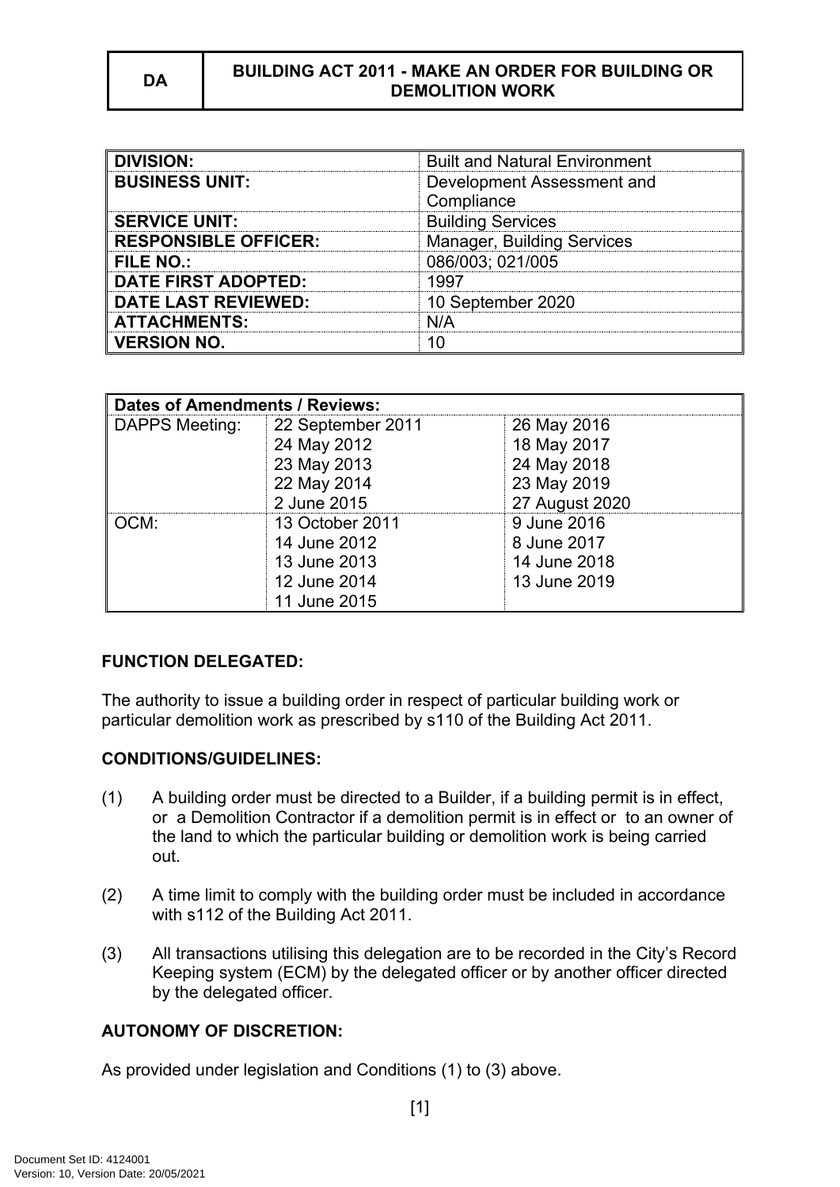| DA | BUILDING ACT 2011 - MAKE AN ORDER FOR BUILDING OR DEMOLITION WORK |
|---|---|

| **DIVISION:** | Built and Natural Environment |
|---|---|
| **BUSINESS UNIT:** | Development Assessment and Compliance |
| **SERVICE UNIT:** | Building Services |
| **RESPONSIBLE OFFICER:** | Manager, Building Services |
| **FILE NO.:** | 086/003; 021/005 |
| **DATE FIRST ADOPTED:** | 1997 |
| **DATE LAST REVIEWED:** | 10 September 2020 |
| **ATTACHMENTS:** | N/A |
| **VERSION NO.** | 10 |

| **Dates of Amendments / Reviews:** | | |
|---|---|---|
| DAPPS Meeting: | 22 September 2011<br>24 May 2012<br>23 May 2013<br>22 May 2014<br>2 June 2015 | 26 May 2016<br>18 May 2017<br>24 May 2018<br>23 May 2019<br>27 August 2020 |
| OCM: | 13 October 2011<br>14 June 2012<br>13 June 2013<br>12 June 2014<br>11 June 2015 | 9 June 2016<br>8 June 2017<br>14 June 2018<br>13 June 2019 |

**FUNCTION DELEGATED:**

The authority to issue a building order in respect of particular building work or particular demolition work as prescribed by s110 of the Building Act 2011.

**CONDITIONS/GUIDELINES:**

(1) A building order must be directed to a Builder, if a building permit is in effect, or a Demolition Contractor if a demolition permit is in effect or to an owner of the land to which the particular building or demolition work is being carried out.

(2) A time limit to comply with the building order must be included in accordance with s112 of the Building Act 2011.

(3) All transactions utilising this delegation are to be recorded in the City's Record Keeping system (ECM) by the delegated officer or by another officer directed by the delegated officer.

**AUTONOMY OF DISCRETION:**

As provided under legislation and Conditions (1) to (3) above.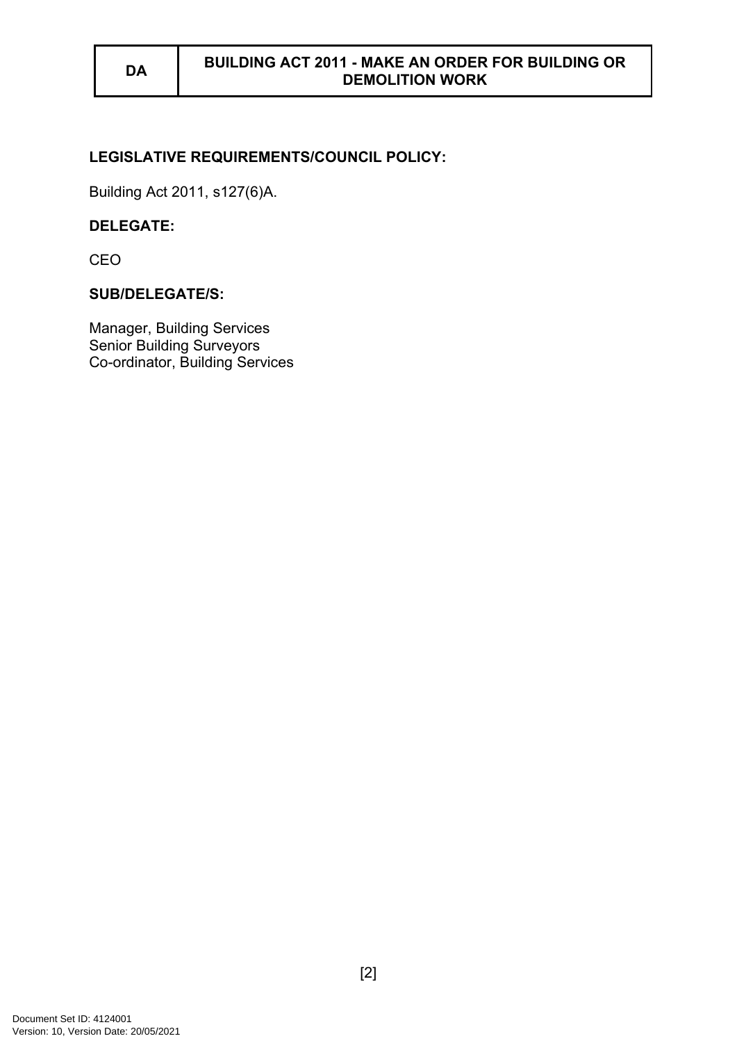| DA | BUILDING ACT 2011 - MAKE AN ORDER FOR BUILDING OR DEMOLITION WORK |
| --- | --- |

**LEGISLATIVE REQUIREMENTS/COUNCIL POLICY:**

Building Act 2011, s127(6)A.

**DELEGATE:**

CEO

**SUB/DELEGATE/S:**

Manager, Building Services
Senior Building Surveyors
Co-ordinator, Building Services